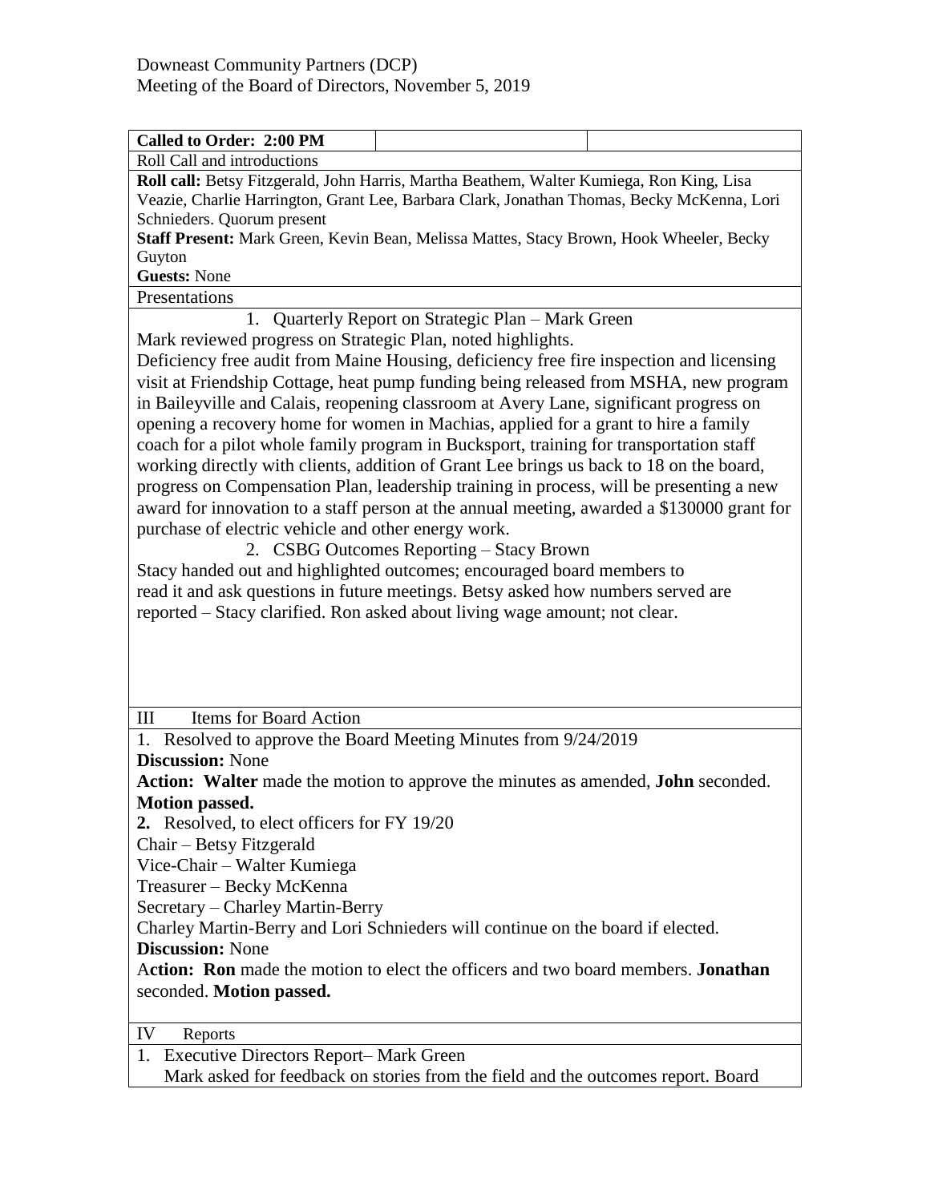Downeast Community Partners (DCP)
Meeting of the Board of Directors, November 5, 2019

| **Called to Order: 2:00 PM** | | |
|---|---|---|

Roll Call and introductions

**Roll call:** Betsy Fitzgerald, John Harris, Martha Beathem, Walter Kumiega, Ron King, Lisa Veazie, Charlie Harrington, Grant Lee, Barbara Clark, Jonathan Thomas, Becky McKenna, Lori Schnieders. Quorum present

**Staff Present:** Mark Green, Kevin Bean, Melissa Mattes, Stacy Brown, Hook Wheeler, Becky Guyton

**Guests:** None

Presentations

1. Quarterly Report on Strategic Plan – Mark Green

Mark reviewed progress on Strategic Plan, noted highlights.

Deficiency free audit from Maine Housing, deficiency free fire inspection and licensing visit at Friendship Cottage, heat pump funding being released from MSHA, new program in Baileyville and Calais, reopening classroom at Avery Lane, significant progress on opening a recovery home for women in Machias, applied for a grant to hire a family coach for a pilot whole family program in Bucksport, training for transportation staff working directly with clients, addition of Grant Lee brings us back to 18 on the board, progress on Compensation Plan, leadership training in process, will be presenting a new award for innovation to a staff person at the annual meeting, awarded a $130000 grant for purchase of electric vehicle and other energy work.

2. CSBG Outcomes Reporting – Stacy Brown

Stacy handed out and highlighted outcomes; encouraged board members to read it and ask questions in future meetings. Betsy asked how numbers served are reported – Stacy clarified. Ron asked about living wage amount; not clear.

III Items for Board Action

1. Resolved to approve the Board Meeting Minutes from 9/24/2019

**Discussion:** None

**Action: Walter** made the motion to approve the minutes as amended, **John** seconded. **Motion passed.**

**2.** Resolved, to elect officers for FY 19/20

Chair – Betsy Fitzgerald
Vice-Chair – Walter Kumiega
Treasurer – Becky McKenna
Secretary – Charley Martin-Berry

Charley Martin-Berry and Lori Schnieders will continue on the board if elected.

**Discussion:** None

**Action: Ron** made the motion to elect the officers and two board members. **Jonathan** seconded. **Motion passed.**

IV Reports

1. Executive Directors Report– Mark Green

Mark asked for feedback on stories from the field and the outcomes report. Board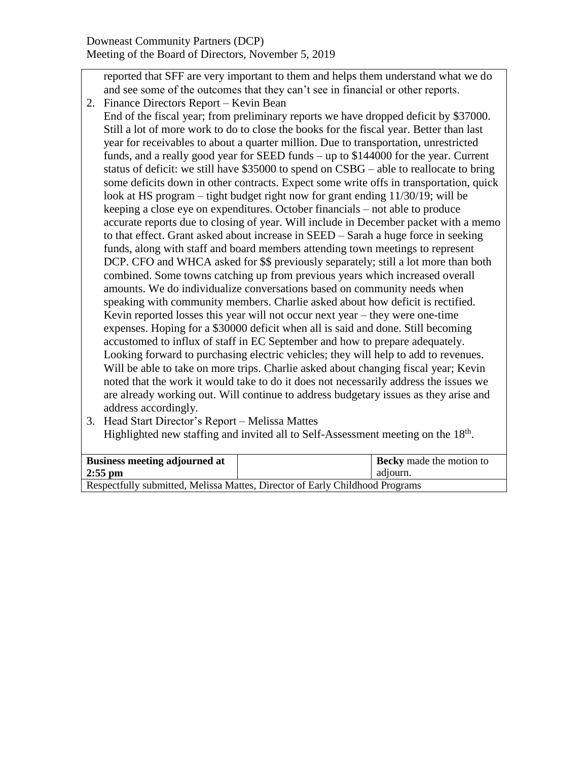reported that SFF are very important to them and helps them understand what we do and see some of the outcomes that they can't see in financial or other reports.

2. Finance Directors Report – Kevin Bean
   End of the fiscal year; from preliminary reports we have dropped deficit by \$37000. Still a lot of more work to do to close the books for the fiscal year. Better than last year for receivables to about a quarter million. Due to transportation, unrestricted funds, and a really good year for SEED funds – up to \$144000 for the year. Current status of deficit: we still have \$35000 to spend on CSBG – able to reallocate to bring some deficits down in other contracts. Expect some write offs in transportation, quick look at HS program – tight budget right now for grant ending 11/30/19; will be keeping a close eye on expenditures. October financials – not able to produce accurate reports due to closing of year. Will include in December packet with a memo to that effect. Grant asked about increase in SEED – Sarah a huge force in seeking funds, along with staff and board members attending town meetings to represent DCP. CFO and WHCA asked for \$\$ previously separately; still a lot more than both combined. Some towns catching up from previous years which increased overall amounts. We do individualize conversations based on community needs when speaking with community members. Charlie asked about how deficit is rectified. Kevin reported losses this year will not occur next year – they were one-time expenses. Hoping for a \$30000 deficit when all is said and done. Still becoming accustomed to influx of staff in EC September and how to prepare adequately. Looking forward to purchasing electric vehicles; they will help to add to revenues. Will be able to take on more trips. Charlie asked about changing fiscal year; Kevin noted that the work it would take to do it does not necessarily address the issues we are already working out. Will continue to address budgetary issues as they arise and address accordingly.
3. Head Start Director's Report – Melissa Mattes
   Highlighted new staffing and invited all to Self-Assessment meeting on the 18th.

| | | |
|---|---|---|
| **Business meeting adjourned at 2:55 pm** | | **Becky** made the motion to adjourn. |
| Respectfully submitted, Melissa Mattes, Director of Early Childhood Programs | | |